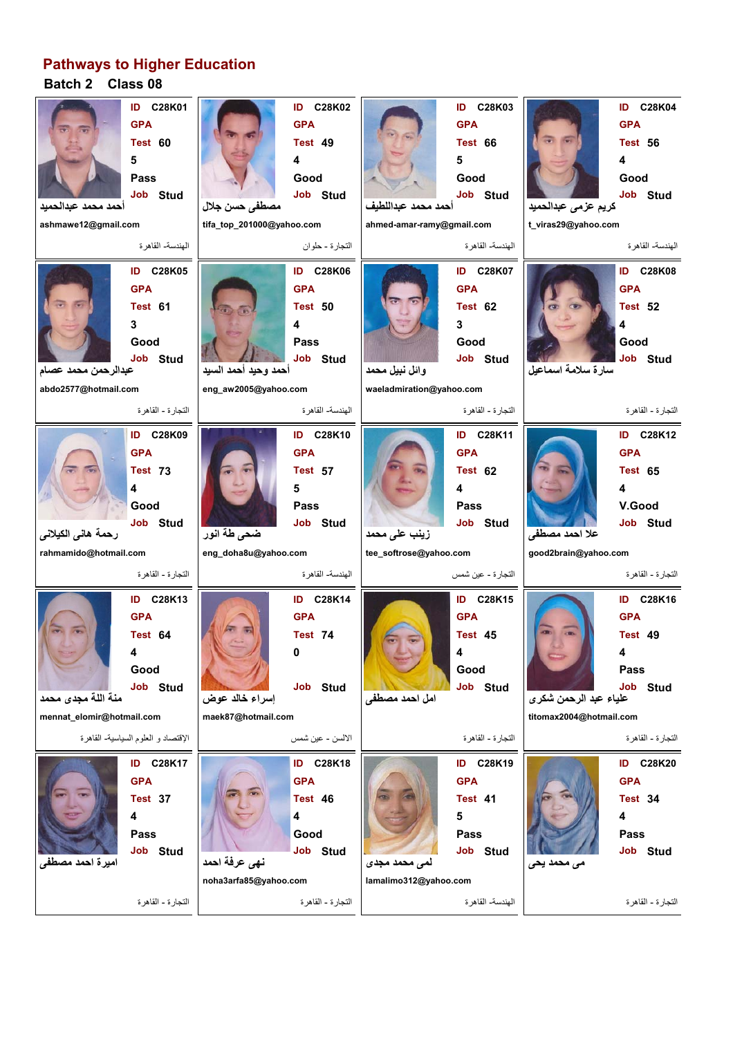# Pathways to Higher Education

**Batch 2 Class 08**

| ID | GPA | Test | | | Job | Name | Email | Faculty |
|---|---|---|---|---|---|---|---|---|
| C28K01 | | 60 | 5 | Pass | Stud | أحمد محمد عبدالحميد | ashmawe12@gmail.com | الهندسة- القاهرة |
| C28K02 | | 49 | 4 | Good | Stud | مصطفى حسن جلال | tifa_top_201000@yahoo.com | التجارة - حلوان |
| C28K03 | | 66 | 5 | Good | Stud | أحمد محمد عبداللطيف | ahmed-amar-ramy@gmail.com | الهندسة- القاهرة |
| C28K04 | | 56 | 4 | Good | Stud | كريم عزمى عبدالحميد | t_viras29@yahoo.com | الهندسة- القاهرة |
| C28K05 | | 61 | 3 | Good | Stud | عبدالرحمن محمد عصام | abdo2577@hotmail.com | التجارة - القاهرة |
| C28K06 | | 50 | 4 | Pass | Stud | أحمد وحيد أحمد السيد | eng_aw2005@yahoo.com | الهندسة- القاهرة |
| C28K07 | | 62 | 3 | Good | Stud | وائل نبيل محمد | waeladmiration@yahoo.com | التجارة - القاهرة |
| C28K08 | | 52 | 4 | Good | Stud | سارة سلامة اسماعيل | | التجارة - القاهرة |
| C28K09 | | 73 | 4 | Good | Stud | رحمة هانى الكيلانى | rahmamido@hotmail.com | التجارة - القاهرة |
| C28K10 | | 57 | 5 | Pass | Stud | ضحى طة انور | eng_doha8u@yahoo.com | الهندسة- القاهرة |
| C28K11 | | 62 | 4 | Pass | Stud | زينب على محمد | tee_softrose@yahoo.com | التجارة - عين شمس |
| C28K12 | | 65 | 4 | V.Good | Stud | علا احمد مصطفى | good2brain@yahoo.com | التجارة - القاهرة |
| C28K13 | | 64 | 4 | Good | Stud | منة الله مجدى محمد | mennat_elomir@hotmail.com | الإقتصاد و العلوم السياسية- القاهرة |
| C28K14 | | 74 | 0 | | Stud | إسراء خالد عوض | maek87@hotmail.com | الالسن - عين شمس |
| C28K15 | | 45 | 4 | Good | Stud | امل احمد مصطفى | | التجارة - القاهرة |
| C28K16 | | 49 | 4 | Pass | Stud | علياء عبد الرحمن شكرى | titomax2004@hotmail.com | التجارة - القاهرة |
| C28K17 | | 37 | 4 | Pass | Stud | اميرة احمد مصطفى | | التجارة - القاهرة |
| C28K18 | | 46 | 4 | Good | Stud | نهى عرفة احمد | noha3arfa85@yahoo.com | التجارة - القاهرة |
| C28K19 | | 41 | 5 | Pass | Stud | لمى محمد مجدى | lamalimo312@yahoo.com | الهندسة- القاهرة |
| C28K20 | | 34 | 4 | Pass | Stud | مى محمد يحى | | التجارة - القاهرة |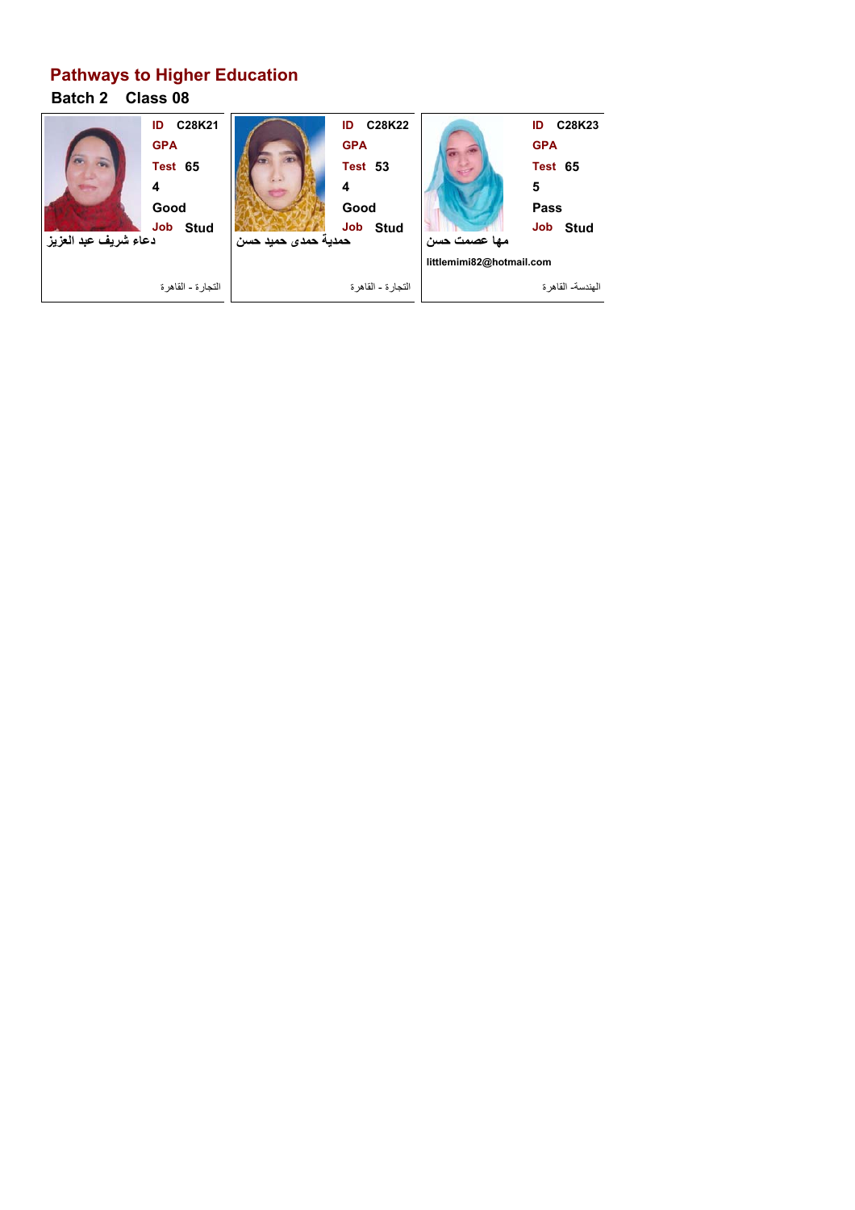## Pathways to Higher Education

**Batch 2 Class 08**

| | | |
|---|---|---|
| **ID** C28K21 | **ID** C28K22 | **ID** C28K23 |
| **GPA** | **GPA** | **GPA** |
| **Test** 65 | **Test** 53 | **Test** 65 |
| 4 | 4 | 5 |
| Good | Good | Pass |
| **Job** Stud | **Job** Stud | **Job** Stud |
| **دعاء شريف عبد العزيز** | **حمدية حمدى حميد حسن** | **مها عصمت حسن** |
| | | littlemimi82@hotmail.com |
| التجارة - القاهرة | التجارة - القاهرة | الهندسة- القاهرة |